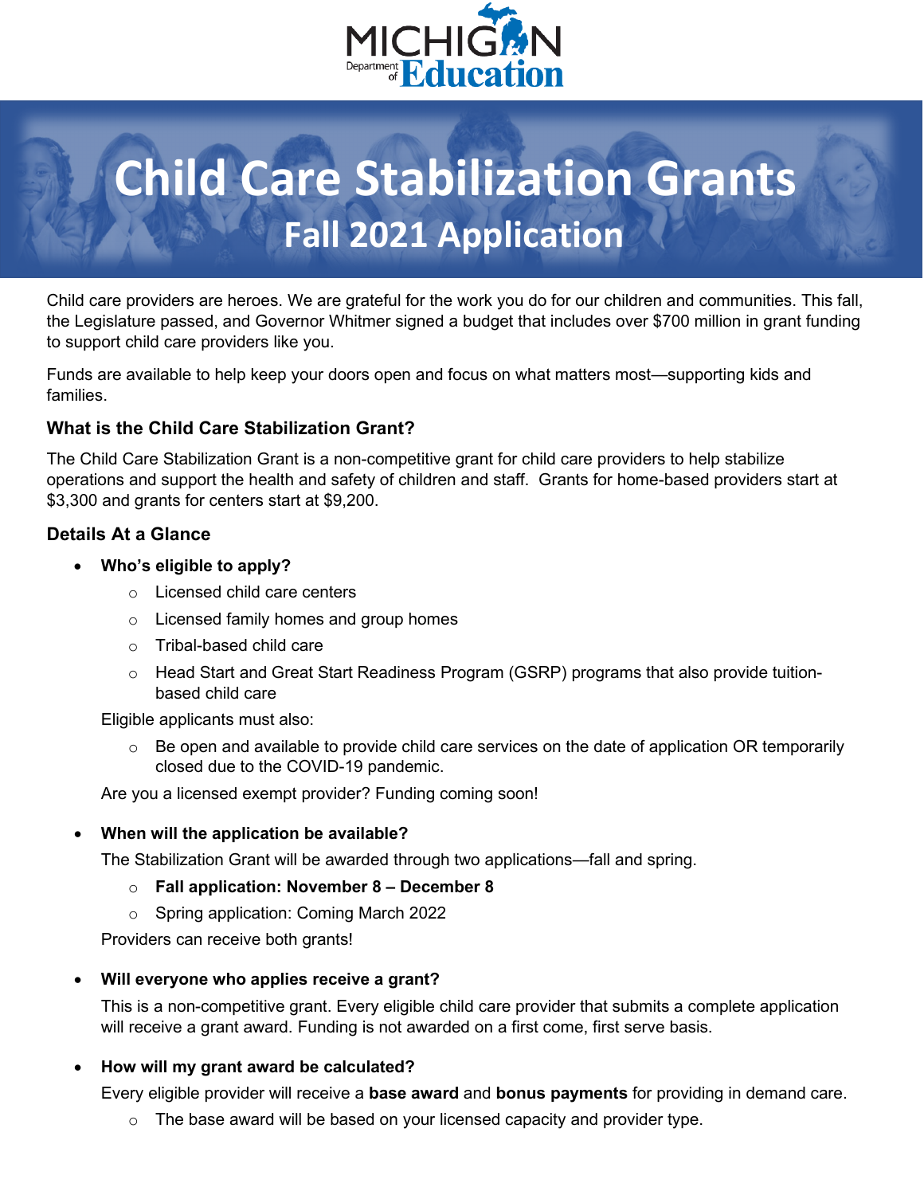# Child Care Stabilization Grants

## Fall 2021 Application

Child care providers are heroes. We are grateful for the work you do for our children and communities. This fall, the Legislature passed, and Governor Whitmer signed a budget that includes over $700 million in grant funding to support child care providers like you.

Funds are available to help keep your doors open and focus on what matters most—supporting kids and families.

### What is the Child Care Stabilization Grant?

The Child Care Stabilization Grant is a non-competitive grant for child care providers to help stabilize operations and support the health and safety of children and staff. Grants for home-based providers start at $3,300 and grants for centers start at $9,200.

### Details At a Glance

- **Who's eligible to apply?**
  - Licensed child care centers
  - Licensed family homes and group homes
  - Tribal-based child care
  - Head Start and Great Start Readiness Program (GSRP) programs that also provide tuition-based child care

  Eligible applicants must also:

  - Be open and available to provide child care services on the date of application OR temporarily closed due to the COVID-19 pandemic.

  Are you a licensed exempt provider? Funding coming soon!

- **When will the application be available?**

  The Stabilization Grant will be awarded through two applications—fall and spring.

  - **Fall application: November 8 – December 8**
  - Spring application: Coming March 2022

  Providers can receive both grants!

- **Will everyone who applies receive a grant?**

  This is a non-competitive grant. Every eligible child care provider that submits a complete application will receive a grant award. Funding is not awarded on a first come, first serve basis.

- **How will my grant award be calculated?**

  Every eligible provider will receive a **base award** and **bonus payments** for providing in demand care.

  - The base award will be based on your licensed capacity and provider type.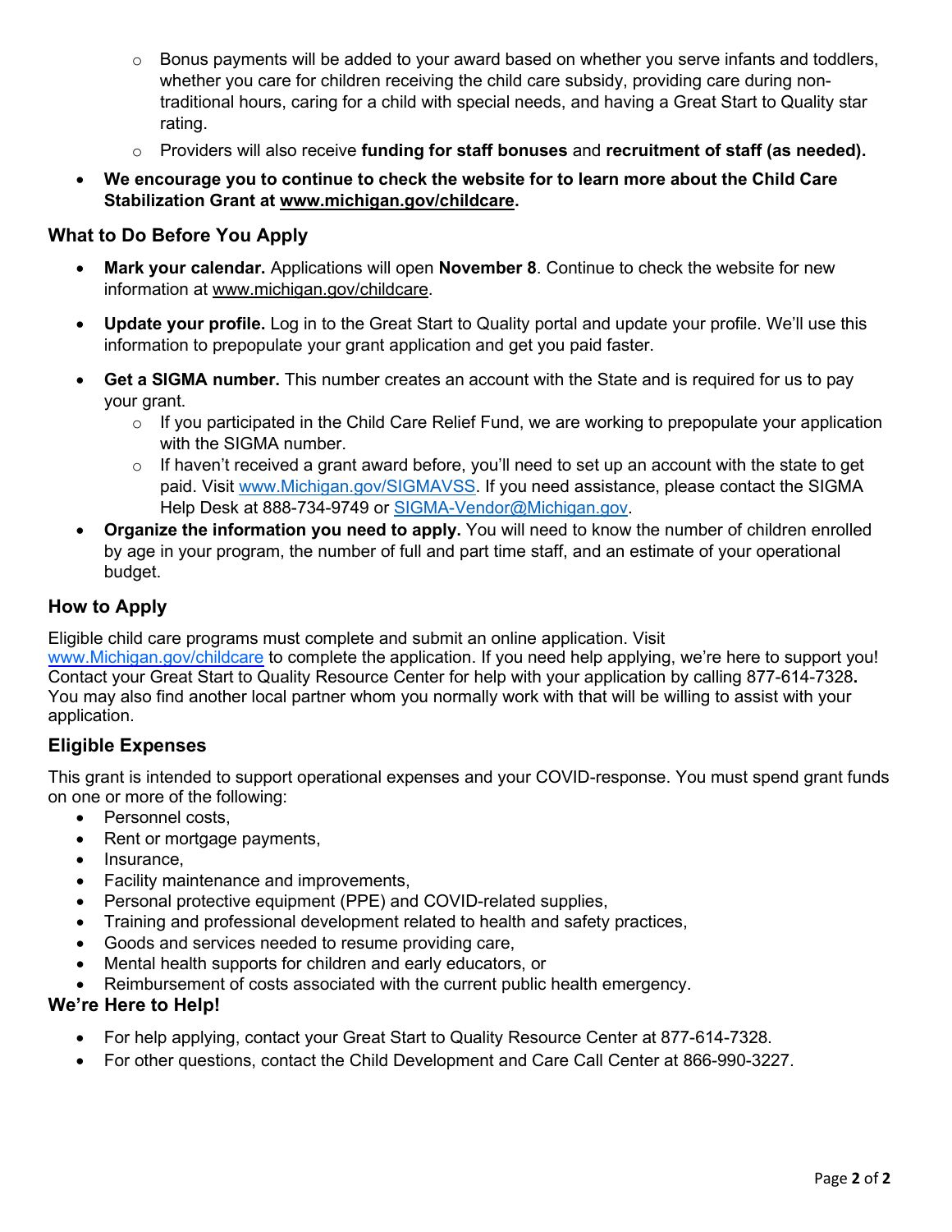- Bonus payments will be added to your award based on whether you serve infants and toddlers, whether you care for children receiving the child care subsidy, providing care during non-traditional hours, caring for a child with special needs, and having a Great Start to Quality star rating.
  - Providers will also receive **funding for staff bonuses** and **recruitment of staff (as needed).**
- **We encourage you to continue to check the website for to learn more about the Child Care Stabilization Grant at www.michigan.gov/childcare.**

## What to Do Before You Apply

- **Mark your calendar.** Applications will open **November 8**. Continue to check the website for new information at www.michigan.gov/childcare.
- **Update your profile.** Log in to the Great Start to Quality portal and update your profile. We'll use this information to prepopulate your grant application and get you paid faster.
- **Get a SIGMA number.** This number creates an account with the State and is required for us to pay your grant.
  - If you participated in the Child Care Relief Fund, we are working to prepopulate your application with the SIGMA number.
  - If haven't received a grant award before, you'll need to set up an account with the state to get paid. Visit www.Michigan.gov/SIGMAVSS. If you need assistance, please contact the SIGMA Help Desk at 888-734-9749 or SIGMA-Vendor@Michigan.gov.
- **Organize the information you need to apply.** You will need to know the number of children enrolled by age in your program, the number of full and part time staff, and an estimate of your operational budget.

## How to Apply

Eligible child care programs must complete and submit an online application. Visit www.Michigan.gov/childcare to complete the application. If you need help applying, we're here to support you! Contact your Great Start to Quality Resource Center for help with your application by calling 877-614-7328**.** You may also find another local partner whom you normally work with that will be willing to assist with your application.

## Eligible Expenses

This grant is intended to support operational expenses and your COVID-response. You must spend grant funds on one or more of the following:

- Personnel costs,
- Rent or mortgage payments,
- Insurance,
- Facility maintenance and improvements,
- Personal protective equipment (PPE) and COVID-related supplies,
- Training and professional development related to health and safety practices,
- Goods and services needed to resume providing care,
- Mental health supports for children and early educators, or
- Reimbursement of costs associated with the current public health emergency.

## We're Here to Help!

- For help applying, contact your Great Start to Quality Resource Center at 877-614-7328.
- For other questions, contact the Child Development and Care Call Center at 866-990-3227.